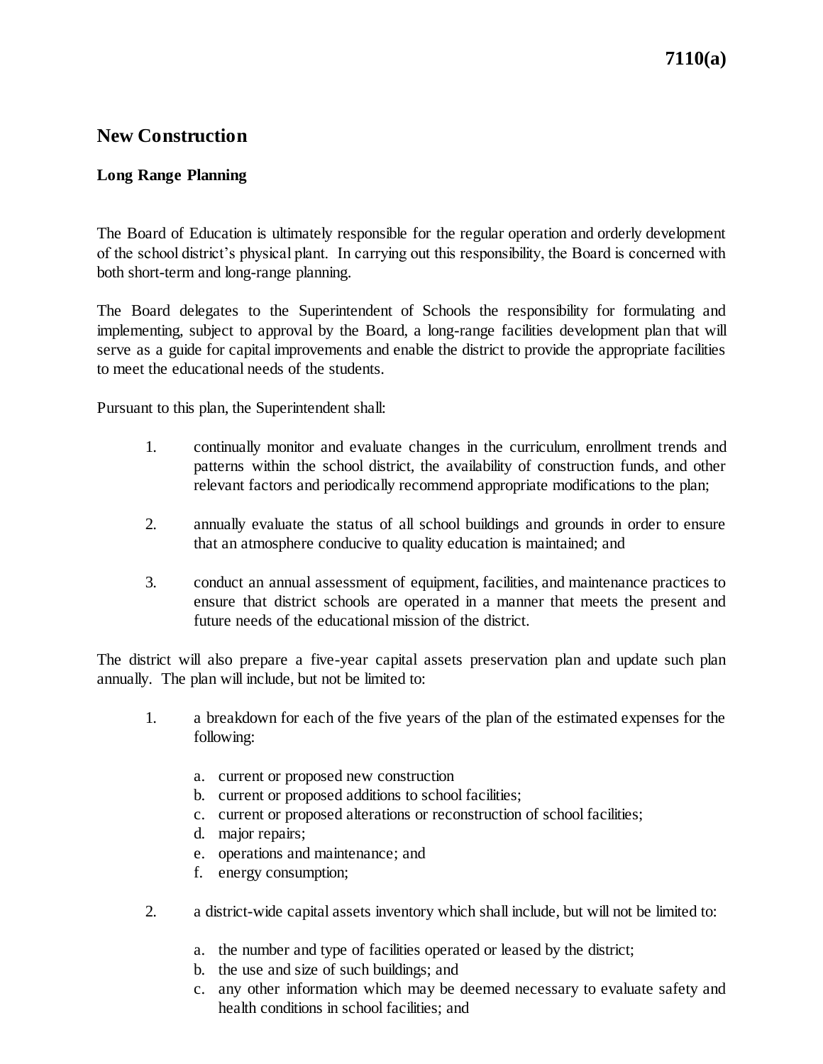# New Construction

## Long Range Planning

The Board of Education is ultimately responsible for the regular operation and orderly development of the school district's physical plant. In carrying out this responsibility, the Board is concerned with both short-term and long-range planning.

The Board delegates to the Superintendent of Schools the responsibility for formulating and implementing, subject to approval by the Board, a long-range facilities development plan that will serve as a guide for capital improvements and enable the district to provide the appropriate facilities to meet the educational needs of the students.

Pursuant to this plan, the Superintendent shall:

1. continually monitor and evaluate changes in the curriculum, enrollment trends and patterns within the school district, the availability of construction funds, and other relevant factors and periodically recommend appropriate modifications to the plan;

2. annually evaluate the status of all school buildings and grounds in order to ensure that an atmosphere conducive to quality education is maintained; and

3. conduct an annual assessment of equipment, facilities, and maintenance practices to ensure that district schools are operated in a manner that meets the present and future needs of the educational mission of the district.

The district will also prepare a five-year capital assets preservation plan and update such plan annually. The plan will include, but not be limited to:

1. a breakdown for each of the five years of the plan of the estimated expenses for the following:

   a. current or proposed new construction
   b. current or proposed additions to school facilities;
   c. current or proposed alterations or reconstruction of school facilities;
   d. major repairs;
   e. operations and maintenance; and
   f. energy consumption;

2. a district-wide capital assets inventory which shall include, but will not be limited to:

   a. the number and type of facilities operated or leased by the district;
   b. the use and size of such buildings; and
   c. any other information which may be deemed necessary to evaluate safety and health conditions in school facilities; and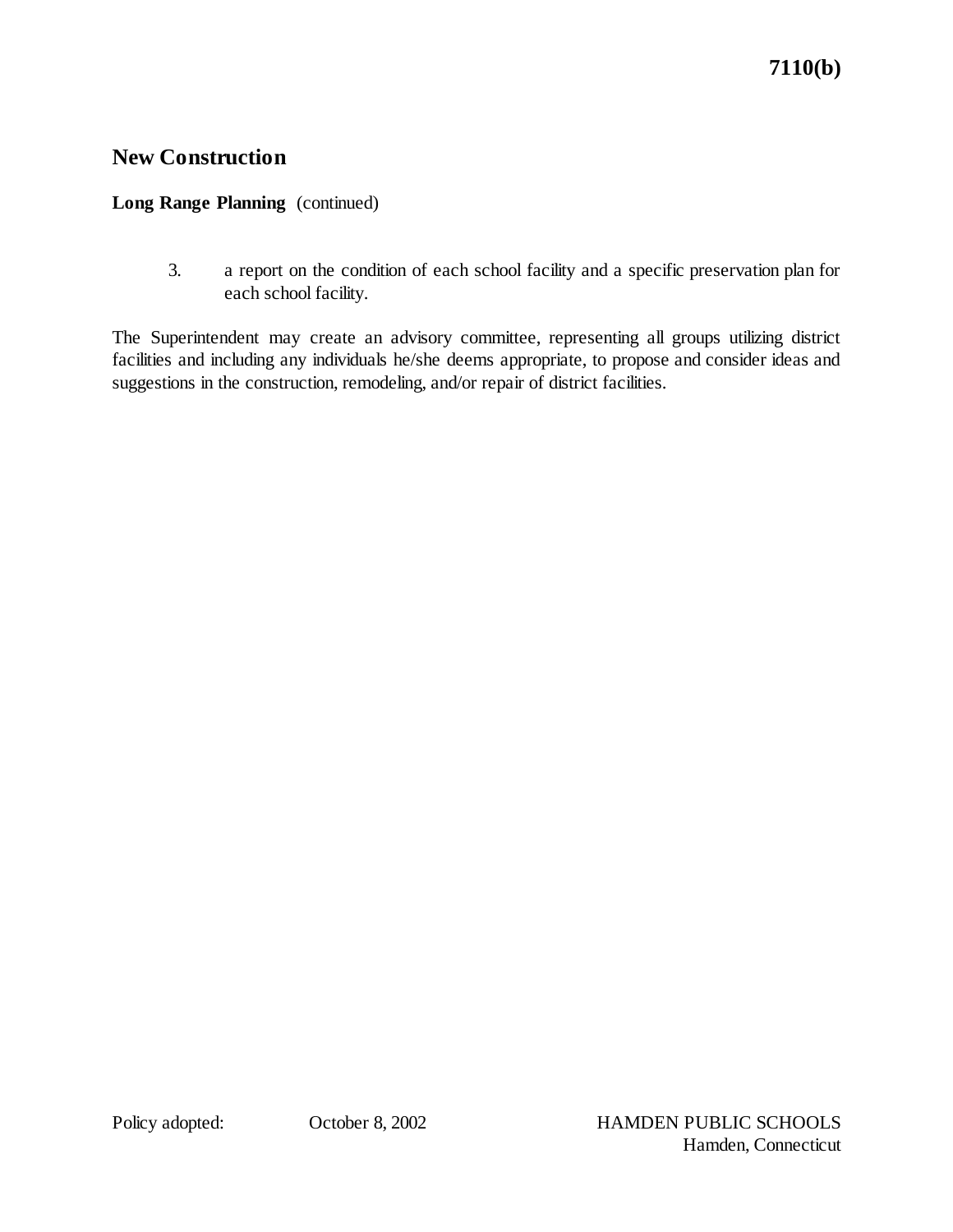## New Construction

**Long Range Planning** (continued)

3. a report on the condition of each school facility and a specific preservation plan for each school facility.

The Superintendent may create an advisory committee, representing all groups utilizing district facilities and including any individuals he/she deems appropriate, to propose and consider ideas and suggestions in the construction, remodeling, and/or repair of district facilities.

Policy adopted: October 8, 2002

HAMDEN PUBLIC SCHOOLS
Hamden, Connecticut